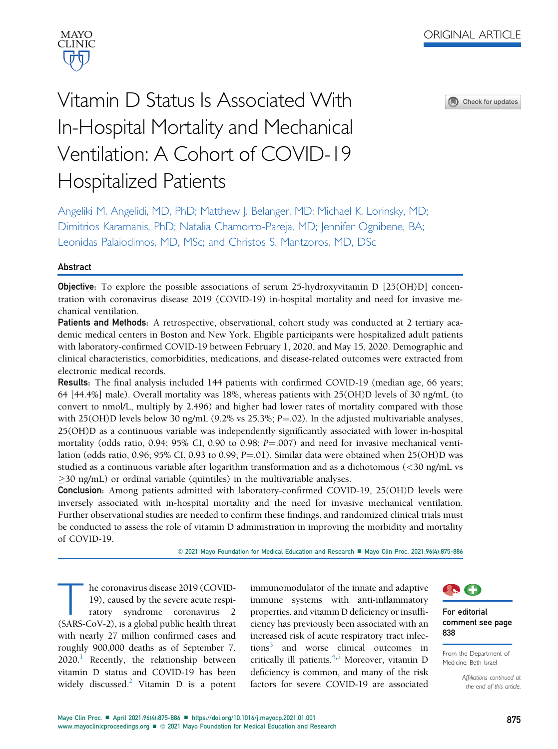ORIGINAL ARTICLE

# Vitamin D Status Is Associated With In-Hospital Mortality and Mechanical Ventilation: A Cohort of COVID-19 Hospitalized Patients

Angeliki M. Angelidi, MD, PhD; Matthew J. Belanger, MD; Michael K. Lorinsky, MD; Dimitrios Karamanis, PhD; Natalia Chamorro-Pareja, MD; Jennifer Ognibene, BA; Leonidas Palaiodimos, MD, MSc; and Christos S. Mantzoros, MD, DSc

## Abstract

**Objective:** To explore the possible associations of serum 25-hydroxyvitamin D [25(OH)D] concentration with coronavirus disease 2019 (COVID-19) in-hospital mortality and need for invasive mechanical ventilation.

**Patients and Methods:** A retrospective, observational, cohort study was conducted at 2 tertiary academic medical centers in Boston and New York. Eligible participants were hospitalized adult patients with laboratory-confirmed COVID-19 between February 1, 2020, and May 15, 2020. Demographic and clinical characteristics, comorbidities, medications, and disease-related outcomes were extracted from electronic medical records.

**Results:** The final analysis included 144 patients with confirmed COVID-19 (median age, 66 years; 64 [44.4%] male). Overall mortality was 18%, whereas patients with 25(OH)D levels of 30 ng/mL (to convert to nmol/L, multiply by 2.496) and higher had lower rates of mortality compared with those with 25(OH)D levels below 30 ng/mL (9.2% vs 25.3%; $P=.02$). In the adjusted multivariable analyses, 25(OH)D as a continuous variable was independently significantly associated with lower in-hospital mortality (odds ratio, 0.94; 95% CI, 0.90 to 0.98; $P=.007$) and need for invasive mechanical ventilation (odds ratio, 0.96; 95% CI, 0.93 to 0.99; $P=.01$). Similar data were obtained when 25(OH)D was studied as a continuous variable after logarithm transformation and as a dichotomous (<30 ng/mL vs ≥30 ng/mL) or ordinal variable (quintiles) in the multivariable analyses.

**Conclusion:** Among patients admitted with laboratory-confirmed COVID-19, 25(OH)D levels were inversely associated with in-hospital mortality and the need for invasive mechanical ventilation. Further observational studies are needed to confirm these findings, and randomized clinical trials must be conducted to assess the role of vitamin D administration in improving the morbidity and mortality of COVID-19.

© 2021 Mayo Foundation for Medical Education and Research ■ Mayo Clin Proc. 2021;96(4):875-886

The coronavirus disease 2019 (COVID-19), caused by the severe acute respiratory syndrome coronavirus 2 (SARS-CoV-2), is a global public health threat with nearly 27 million confirmed cases and roughly 900,000 deaths as of September 7, 2020.[1] Recently, the relationship between vitamin D status and COVID-19 has been widely discussed.[2] Vitamin D is a potent immunomodulator of the innate and adaptive immune systems with anti-inflammatory properties, and vitamin D deficiency or insufficiency has previously been associated with an increased risk of acute respiratory tract infections[3] and worse clinical outcomes in critically ill patients.[4,5] Moreover, vitamin D deficiency is common, and many of the risk factors for severe COVID-19 are associated

For editorial comment see page 838

From the Department of Medicine, Beth Israel

*Affiliations continued at the end of this article.*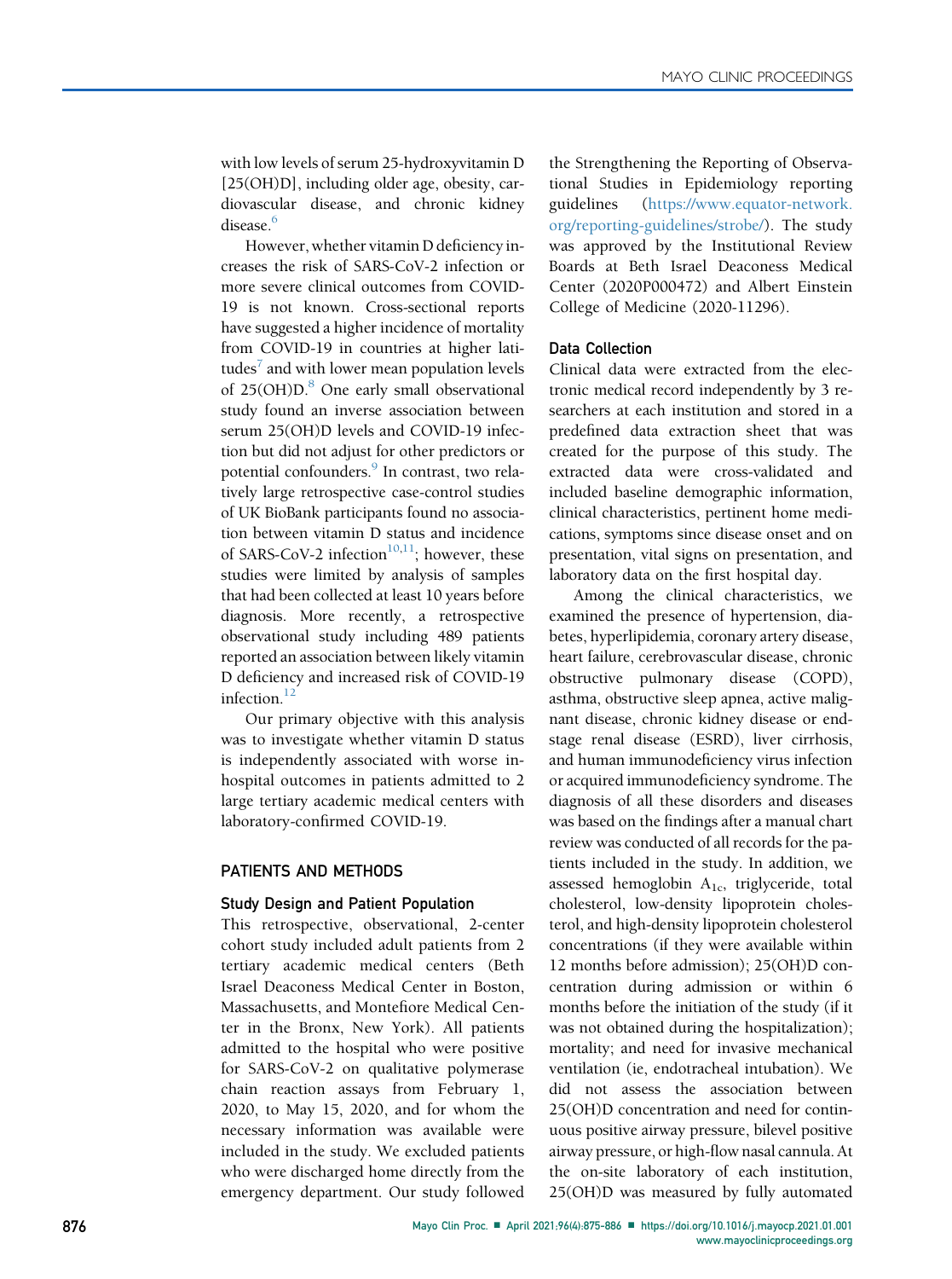with low levels of serum 25-hydroxyvitamin D [25(OH)D], including older age, obesity, cardiovascular disease, and chronic kidney disease.[6]

However, whether vitamin D deficiency increases the risk of SARS-CoV-2 infection or more severe clinical outcomes from COVID-19 is not known. Cross-sectional reports have suggested a higher incidence of mortality from COVID-19 in countries at higher latitudes[7] and with lower mean population levels of 25(OH)D.[8] One early small observational study found an inverse association between serum 25(OH)D levels and COVID-19 infection but did not adjust for other predictors or potential confounders.[9] In contrast, two relatively large retrospective case-control studies of UK BioBank participants found no association between vitamin D status and incidence of SARS-CoV-2 infection[10,11]; however, these studies were limited by analysis of samples that had been collected at least 10 years before diagnosis. More recently, a retrospective observational study including 489 patients reported an association between likely vitamin D deficiency and increased risk of COVID-19 infection.[12]

Our primary objective with this analysis was to investigate whether vitamin D status is independently associated with worse in-hospital outcomes in patients admitted to 2 large tertiary academic medical centers with laboratory-confirmed COVID-19.

## PATIENTS AND METHODS

### Study Design and Patient Population

This retrospective, observational, 2-center cohort study included adult patients from 2 tertiary academic medical centers (Beth Israel Deaconess Medical Center in Boston, Massachusetts, and Montefiore Medical Center in the Bronx, New York). All patients admitted to the hospital who were positive for SARS-CoV-2 on qualitative polymerase chain reaction assays from February 1, 2020, to May 15, 2020, and for whom the necessary information was available were included in the study. We excluded patients who were discharged home directly from the emergency department. Our study followed the Strengthening the Reporting of Observational Studies in Epidemiology reporting guidelines (https://www.equator-network.org/reporting-guidelines/strobe/). The study was approved by the Institutional Review Boards at Beth Israel Deaconess Medical Center (2020P000472) and Albert Einstein College of Medicine (2020-11296).

### Data Collection

Clinical data were extracted from the electronic medical record independently by 3 researchers at each institution and stored in a predefined data extraction sheet that was created for the purpose of this study. The extracted data were cross-validated and included baseline demographic information, clinical characteristics, pertinent home medications, symptoms since disease onset and on presentation, vital signs on presentation, and laboratory data on the first hospital day.

Among the clinical characteristics, we examined the presence of hypertension, diabetes, hyperlipidemia, coronary artery disease, heart failure, cerebrovascular disease, chronic obstructive pulmonary disease (COPD), asthma, obstructive sleep apnea, active malignant disease, chronic kidney disease or end-stage renal disease (ESRD), liver cirrhosis, and human immunodeficiency virus infection or acquired immunodeficiency syndrome. The diagnosis of all these disorders and diseases was based on the findings after a manual chart review was conducted of all records for the patients included in the study. In addition, we assessed hemoglobin $A_{1c}$, triglyceride, total cholesterol, low-density lipoprotein cholesterol, and high-density lipoprotein cholesterol concentrations (if they were available within 12 months before admission); 25(OH)D concentration during admission or within 6 months before the initiation of the study (if it was not obtained during the hospitalization); mortality; and need for invasive mechanical ventilation (ie, endotracheal intubation). We did not assess the association between 25(OH)D concentration and need for continuous positive airway pressure, bilevel positive airway pressure, or high-flow nasal cannula. At the on-site laboratory of each institution, 25(OH)D was measured by fully automated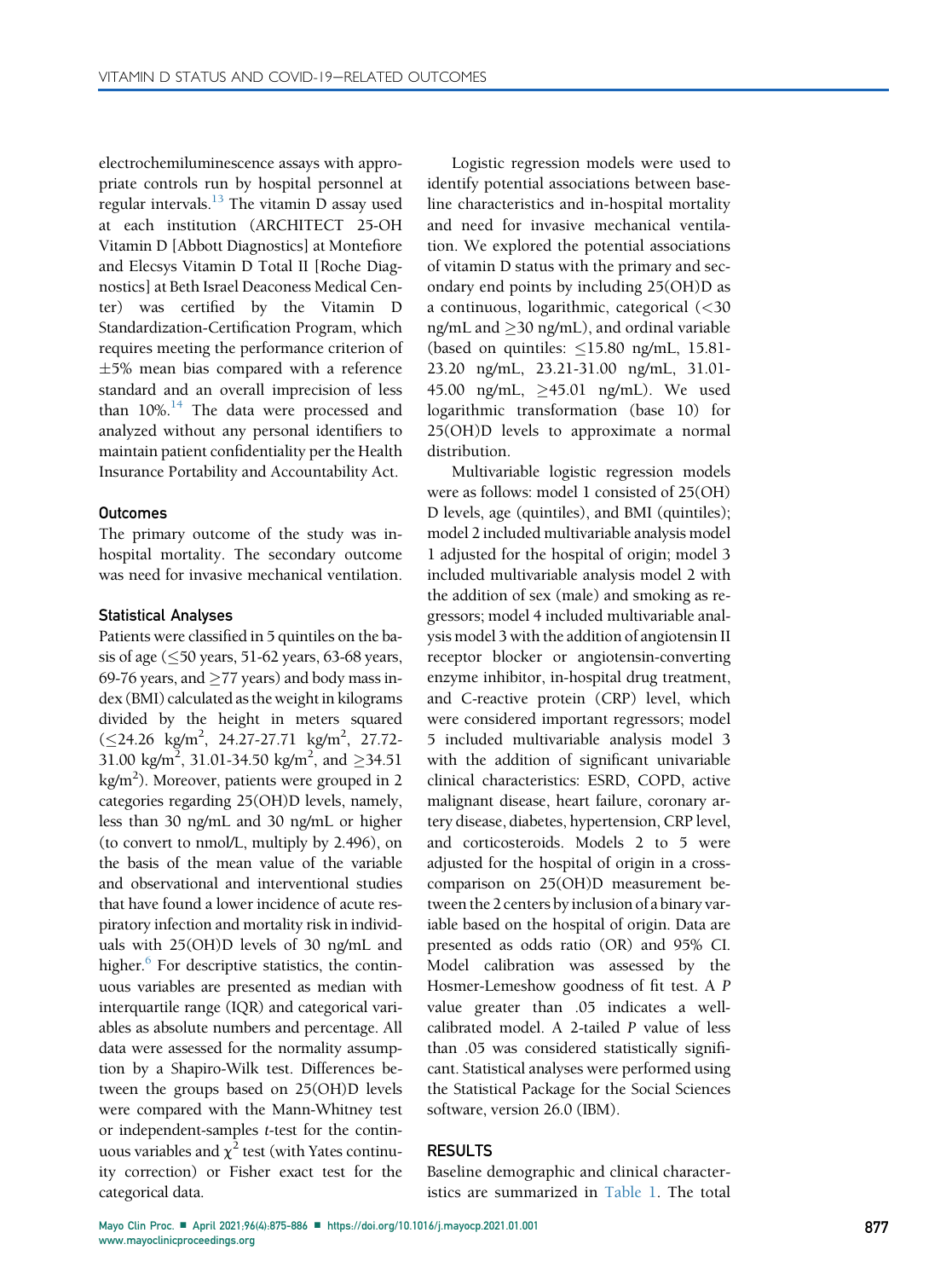electrochemiluminescence assays with appropriate controls run by hospital personnel at regular intervals.[13] The vitamin D assay used at each institution (ARCHITECT 25-OH Vitamin D [Abbott Diagnostics] at Montefiore and Elecsys Vitamin D Total II [Roche Diagnostics] at Beth Israel Deaconess Medical Center) was certified by the Vitamin D Standardization-Certification Program, which requires meeting the performance criterion of ±5% mean bias compared with a reference standard and an overall imprecision of less than 10%.[14] The data were processed and analyzed without any personal identifiers to maintain patient confidentiality per the Health Insurance Portability and Accountability Act.

### Outcomes

The primary outcome of the study was in-hospital mortality. The secondary outcome was need for invasive mechanical ventilation.

### Statistical Analyses

Patients were classified in 5 quintiles on the basis of age (≤50 years, 51-62 years, 63-68 years, 69-76 years, and ≥77 years) and body mass index (BMI) calculated as the weight in kilograms divided by the height in meters squared (≤24.26 kg/m$^2$, 24.27-27.71 kg/m$^2$, 27.72-31.00 kg/m$^2$, 31.01-34.50 kg/m$^2$, and ≥34.51 kg/m$^2$). Moreover, patients were grouped in 2 categories regarding 25(OH)D levels, namely, less than 30 ng/mL and 30 ng/mL or higher (to convert to nmol/L, multiply by 2.496), on the basis of the mean value of the variable and observational and interventional studies that have found a lower incidence of acute respiratory infection and mortality risk in individuals with 25(OH)D levels of 30 ng/mL and higher.[6] For descriptive statistics, the continuous variables are presented as median with interquartile range (IQR) and categorical variables as absolute numbers and percentage. All data were assessed for the normality assumption by a Shapiro-Wilk test. Differences between the groups based on 25(OH)D levels were compared with the Mann-Whitney test or independent-samples *t*-test for the continuous variables and $\chi^2$ test (with Yates continuity correction) or Fisher exact test for the categorical data.

Logistic regression models were used to identify potential associations between baseline characteristics and in-hospital mortality and need for invasive mechanical ventilation. We explored the potential associations of vitamin D status with the primary and secondary end points by including 25(OH)D as a continuous, logarithmic, categorical (<30 ng/mL and ≥30 ng/mL), and ordinal variable (based on quintiles: ≤15.80 ng/mL, 15.81-23.20 ng/mL, 23.21-31.00 ng/mL, 31.01-45.00 ng/mL, ≥45.01 ng/mL). We used logarithmic transformation (base 10) for 25(OH)D levels to approximate a normal distribution.

Multivariable logistic regression models were as follows: model 1 consisted of 25(OH)D levels, age (quintiles), and BMI (quintiles); model 2 included multivariable analysis model 1 adjusted for the hospital of origin; model 3 included multivariable analysis model 2 with the addition of sex (male) and smoking as regressors; model 4 included multivariable analysis model 3 with the addition of angiotensin II receptor blocker or angiotensin-converting enzyme inhibitor, in-hospital drug treatment, and C-reactive protein (CRP) level, which were considered important regressors; model 5 included multivariable analysis model 3 with the addition of significant univariable clinical characteristics: ESRD, COPD, active malignant disease, heart failure, coronary artery disease, diabetes, hypertension, CRP level, and corticosteroids. Models 2 to 5 were adjusted for the hospital of origin in a cross-comparison on 25(OH)D measurement between the 2 centers by inclusion of a binary variable based on the hospital of origin. Data are presented as odds ratio (OR) and 95% CI. Model calibration was assessed by the Hosmer-Lemeshow goodness of fit test. A *P* value greater than .05 indicates a well-calibrated model. A 2-tailed *P* value of less than .05 was considered statistically significant. Statistical analyses were performed using the Statistical Package for the Social Sciences software, version 26.0 (IBM).

## RESULTS

Baseline demographic and clinical characteristics are summarized in Table 1. The total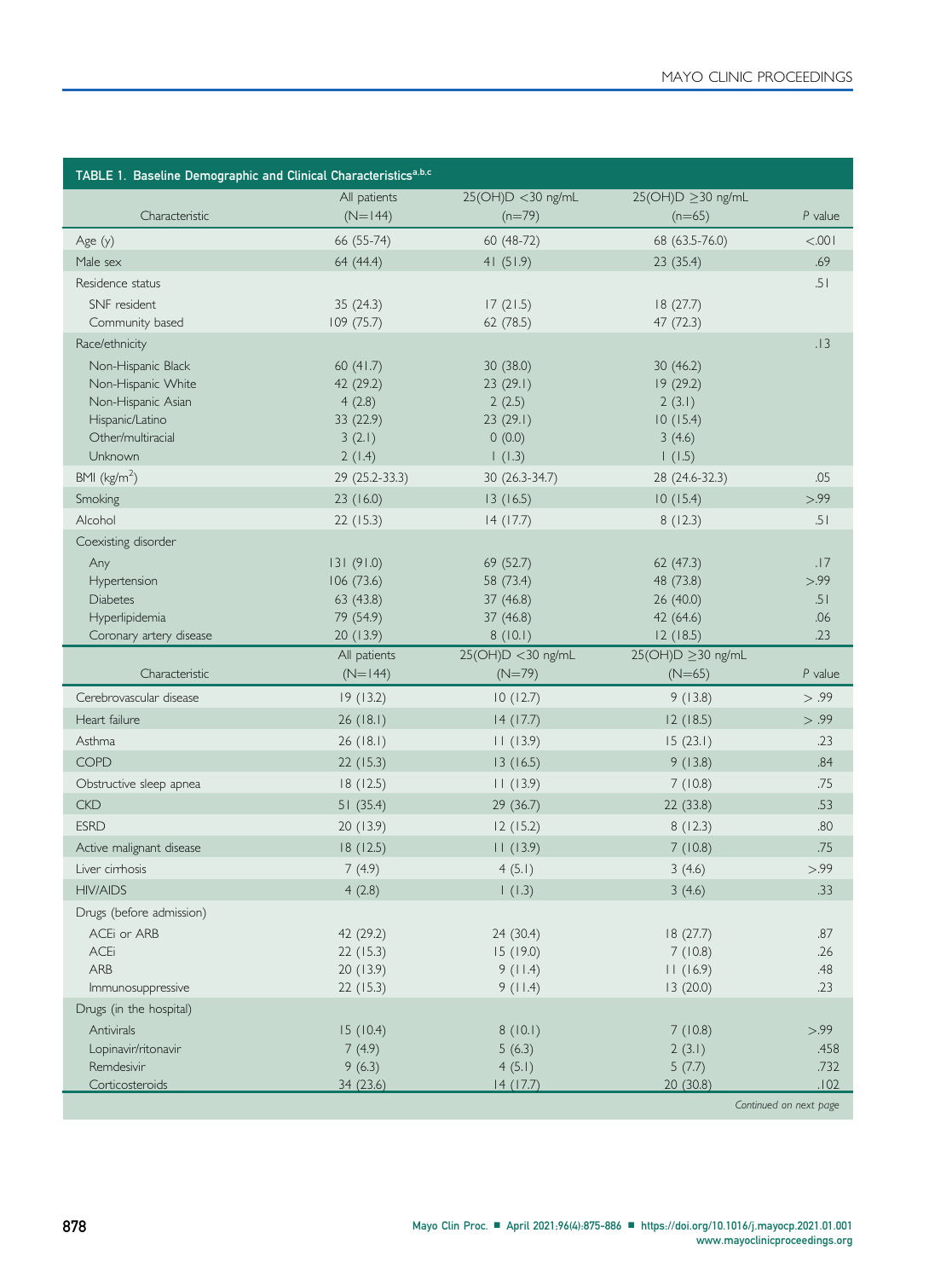TABLE 1. Baseline Demographic and Clinical Characteristics[a,b,c]

| Characteristic | All patients (N=144) | 25(OH)D <30 ng/mL (n=79) | 25(OH)D ≥30 ng/mL (n=65) | *P* value |
|---|---|---|---|---|
| Age (y) | 66 (55-74) | 60 (48-72) | 68 (63.5-76.0) | <.001 |
| Male sex | 64 (44.4) | 41 (51.9) | 23 (35.4) | .69 |
| Residence status | | | | .51 |
| SNF resident | 35 (24.3) | 17 (21.5) | 18 (27.7) | |
| Community based | 109 (75.7) | 62 (78.5) | 47 (72.3) | |
| Race/ethnicity | | | | .13 |
| Non-Hispanic Black | 60 (41.7) | 30 (38.0) | 30 (46.2) | |
| Non-Hispanic White | 42 (29.2) | 23 (29.1) | 19 (29.2) | |
| Non-Hispanic Asian | 4 (2.8) | 2 (2.5) | 2 (3.1) | |
| Hispanic/Latino | 33 (22.9) | 23 (29.1) | 10 (15.4) | |
| Other/multiracial | 3 (2.1) | 0 (0.0) | 3 (4.6) | |
| Unknown | 2 (1.4) | 1 (1.3) | 1 (1.5) | |
| BMI (kg/m$^2$) | 29 (25.2-33.3) | 30 (26.3-34.7) | 28 (24.6-32.3) | .05 |
| Smoking | 23 (16.0) | 13 (16.5) | 10 (15.4) | >.99 |
| Alcohol | 22 (15.3) | 14 (17.7) | 8 (12.3) | .51 |
| Coexisting disorder | | | | |
| Any | 131 (91.0) | 69 (52.7) | 62 (47.3) | .17 |
| Hypertension | 106 (73.6) | 58 (73.4) | 48 (73.8) | >.99 |
| Diabetes | 63 (43.8) | 37 (46.8) | 26 (40.0) | .51 |
| Hyperlipidemia | 79 (54.9) | 37 (46.8) | 42 (64.6) | .06 |
| Coronary artery disease | 20 (13.9) | 8 (10.1) | 12 (18.5) | .23 |
| Cerebrovascular disease | 19 (13.2) | 10 (12.7) | 9 (13.8) | > .99 |
| Heart failure | 26 (18.1) | 14 (17.7) | 12 (18.5) | > .99 |
| Asthma | 26 (18.1) | 11 (13.9) | 15 (23.1) | .23 |
| COPD | 22 (15.3) | 13 (16.5) | 9 (13.8) | .84 |
| Obstructive sleep apnea | 18 (12.5) | 11 (13.9) | 7 (10.8) | .75 |
| CKD | 51 (35.4) | 29 (36.7) | 22 (33.8) | .53 |
| ESRD | 20 (13.9) | 12 (15.2) | 8 (12.3) | .80 |
| Active malignant disease | 18 (12.5) | 11 (13.9) | 7 (10.8) | .75 |
| Liver cirrhosis | 7 (4.9) | 4 (5.1) | 3 (4.6) | >.99 |
| HIV/AIDS | 4 (2.8) | 1 (1.3) | 3 (4.6) | .33 |
| Drugs (before admission) | | | | |
| ACEi or ARB | 42 (29.2) | 24 (30.4) | 18 (27.7) | .87 |
| ACEi | 22 (15.3) | 15 (19.0) | 7 (10.8) | .26 |
| ARB | 20 (13.9) | 9 (11.4) | 11 (16.9) | .48 |
| Immunosuppressive | 22 (15.3) | 9 (11.4) | 13 (20.0) | .23 |
| Drugs (in the hospital) | | | | |
| Antivirals | 15 (10.4) | 8 (10.1) | 7 (10.8) | >.99 |
| Lopinavir/ritonavir | 7 (4.9) | 5 (6.3) | 2 (3.1) | .458 |
| Remdesivir | 9 (6.3) | 4 (5.1) | 5 (7.7) | .732 |
| Corticosteroids | 34 (23.6) | 14 (17.7) | 20 (30.8) | .102 |

*Continued on next page*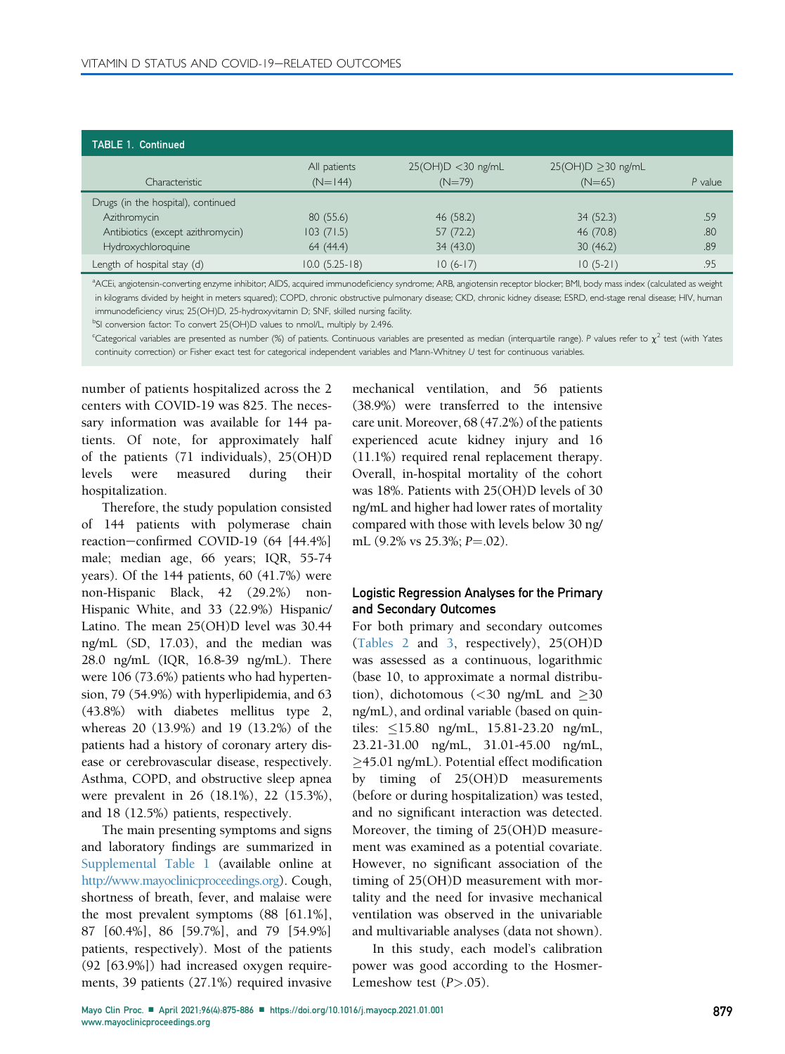**TABLE 1. Continued**

| Characteristic | All patients (N=144) | 25(OH)D <30 ng/mL (N=79) | 25(OH)D ≥30 ng/mL (N=65) | *P* value |
|---|---|---|---|---|
| Drugs (in the hospital), continued | | | | |
| Azithromycin | 80 (55.6) | 46 (58.2) | 34 (52.3) | .59 |
| Antibiotics (except azithromycin) | 103 (71.5) | 57 (72.2) | 46 (70.8) | .80 |
| Hydroxychloroquine | 64 (44.4) | 34 (43.0) | 30 (46.2) | .89 |
| Length of hospital stay (d) | 10.0 (5.25-18) | 10 (6-17) | 10 (5-21) | .95 |

[a]ACEi, angiotensin-converting enzyme inhibitor; AIDS, acquired immunodeficiency syndrome; ARB, angiotensin receptor blocker; BMI, body mass index (calculated as weight in kilograms divided by height in meters squared); COPD, chronic obstructive pulmonary disease; CKD, chronic kidney disease; ESRD, end-stage renal disease; HIV, human immunodeficiency virus; 25(OH)D, 25-hydroxyvitamin D; SNF, skilled nursing facility.

[b]SI conversion factor: To convert 25(OH)D values to nmol/L, multiply by 2.496.

[c]Categorical variables are presented as number (%) of patients. Continuous variables are presented as median (interquartile range). *P* values refer to $\chi^2$ test (with Yates continuity correction) or Fisher exact test for categorical independent variables and Mann-Whitney *U* test for continuous variables.

number of patients hospitalized across the 2 centers with COVID-19 was 825. The necessary information was available for 144 patients. Of note, for approximately half of the patients (71 individuals), 25(OH)D levels were measured during their hospitalization.

Therefore, the study population consisted of 144 patients with polymerase chain reaction–confirmed COVID-19 (64 [44.4%] male; median age, 66 years; IQR, 55-74 years). Of the 144 patients, 60 (41.7%) were non-Hispanic Black, 42 (29.2%) non-Hispanic White, and 33 (22.9%) Hispanic/Latino. The mean 25(OH)D level was 30.44 ng/mL (SD, 17.03), and the median was 28.0 ng/mL (IQR, 16.8-39 ng/mL). There were 106 (73.6%) patients who had hypertension, 79 (54.9%) with hyperlipidemia, and 63 (43.8%) with diabetes mellitus type 2, whereas 20 (13.9%) and 19 (13.2%) of the patients had a history of coronary artery disease or cerebrovascular disease, respectively. Asthma, COPD, and obstructive sleep apnea were prevalent in 26 (18.1%), 22 (15.3%), and 18 (12.5%) patients, respectively.

The main presenting symptoms and signs and laboratory findings are summarized in Supplemental Table 1 (available online at http://www.mayoclinicproceedings.org). Cough, shortness of breath, fever, and malaise were the most prevalent symptoms (88 [61.1%], 87 [60.4%], 86 [59.7%], and 79 [54.9%] patients, respectively). Most of the patients (92 [63.9%]) had increased oxygen requirements, 39 patients (27.1%) required invasive mechanical ventilation, and 56 patients (38.9%) were transferred to the intensive care unit. Moreover, 68 (47.2%) of the patients experienced acute kidney injury and 16 (11.1%) required renal replacement therapy. Overall, in-hospital mortality of the cohort was 18%. Patients with 25(OH)D levels of 30 ng/mL and higher had lower rates of mortality compared with those with levels below 30 ng/mL (9.2% vs 25.3%; *P*=.02).

### Logistic Regression Analyses for the Primary and Secondary Outcomes

For both primary and secondary outcomes (Tables 2 and 3, respectively), 25(OH)D was assessed as a continuous, logarithmic (base 10, to approximate a normal distribution), dichotomous (<30 ng/mL and ≥30 ng/mL), and ordinal variable (based on quintiles: ≤15.80 ng/mL, 15.81-23.20 ng/mL, 23.21-31.00 ng/mL, 31.01-45.00 ng/mL, ≥45.01 ng/mL). Potential effect modification by timing of 25(OH)D measurements (before or during hospitalization) was tested, and no significant interaction was detected. Moreover, the timing of 25(OH)D measurement was examined as a potential covariate. However, no significant association of the timing of 25(OH)D measurement with mortality and the need for invasive mechanical ventilation was observed in the univariable and multivariable analyses (data not shown).

In this study, each model's calibration power was good according to the Hosmer-Lemeshow test (*P*>.05).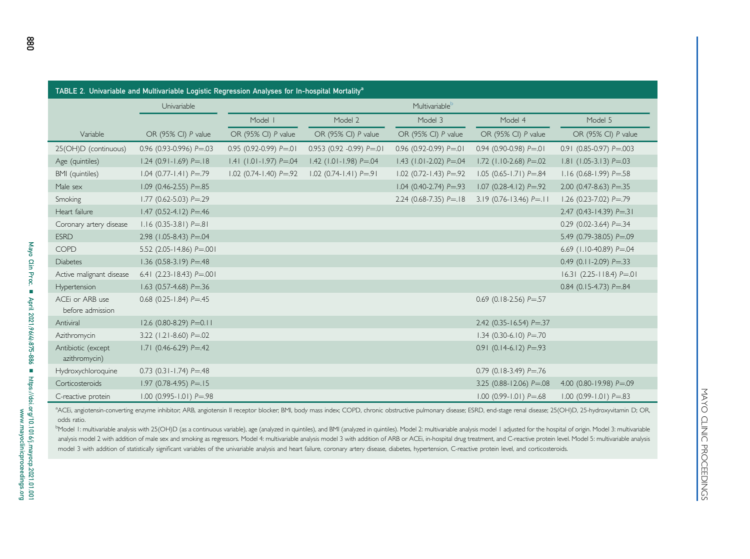**TABLE 2. Univariable and Multivariable Logistic Regression Analyses for In-hospital Mortality[a]**

| | Univariable | Multivariable[b] | | | | |
|---|---|---|---|---|---|---|
| | | Model 1 | Model 2 | Model 3 | Model 4 | Model 5 |
| Variable | OR (95% CI) *P* value | OR (95% CI) *P* value | OR (95% CI) *P* value | OR (95% CI) *P* value | OR (95% CI) *P* value | OR (95% CI) *P* value |
| 25(OH)D (continuous) | 0.96 (0.93-0.996) *P*=.03 | 0.95 (0.92-0.99) *P*=.01 | 0.953 (0.92 -0.99) *P*=.01 | 0.96 (0.92-0.99) *P*=.01 | 0.94 (0.90-0.98) *P*=.01 | 0.91 (0.85-0.97) *P*=.003 |
| Age (quintiles) | 1.24 (0.91-1.69) *P*=.18 | 1.41 (1.01-1.97) *P*=.04 | 1.42 (1.01-1.98) *P*=.04 | 1.43 (1.01-2.02) *P*=.04 | 1.72 (1.10-2.68) *P*=.02 | 1.81 (1.05-3.13) *P*=.03 |
| BMI (quintiles) | 1.04 (0.77-1.41) *P*=.79 | 1.02 (0.74-1.40) *P*=.92 | 1.02 (0.74-1.41) *P*=.91 | 1.02 (0.72-1.43) *P*=.92 | 1.05 (0.65-1.71) *P*=.84 | 1.16 (0.68-1.99) *P*=.58 |
| Male sex | 1.09 (0.46-2.55) *P*=.85 | | | 1.04 (0.40-2.74) *P*=.93 | 1.07 (0.28-4.12) *P*=.92 | 2.00 (0.47-8.63) *P*=.35 |
| Smoking | 1.77 (0.62-5.03) *P*=.29 | | | 2.24 (0.68-7.35) *P*=.18 | 3.19 (0.76-13.46) *P*=.11 | 1.26 (0.23-7.02) *P*=.79 |
| Heart failure | 1.47 (0.52-4.12) *P*=.46 | | | | | 2.47 (0.43-14.39) *P*=.31 |
| Coronary artery disease | 1.16 (0.35-3.81) *P*=.81 | | | | | 0.29 (0.02-3.64) *P*=.34 |
| ESRD | 2.98 (1.05-8.43) *P*=.04 | | | | | 5.49 (0.79-38.05) *P*=.09 |
| COPD | 5.52 (2.05-14.86) *P*=.001 | | | | | 6.69 (1.10-40.89) *P*=.04 |
| Diabetes | 1.36 (0.58-3.19) *P*=.48 | | | | | 0.49 (0.11-2.09) *P*=.33 |
| Active malignant disease | 6.41 (2.23-18.43) *P*=.001 | | | | | 16.31 (2.25-118.4) *P*=.01 |
| Hypertension | 1.63 (0.57-4.68) *P*=.36 | | | | | 0.84 (0.15-4.73) *P*=.84 |
| ACEi or ARB use before admission | 0.68 (0.25-1.84) *P*=.45 | | | | 0.69 (0.18-2.56) *P*=.57 | |
| Antiviral | 12.6 (0.80-8.29) *P*=0.11 | | | | 2.42 (0.35-16.54) *P*=.37 | |
| Azithromycin | 3.22 (1.21-8.60) *P*=.02 | | | | 1.34 (0.30-6.10) *P*=.70 | |
| Antibiotic (except azithromycin) | 1.71 (0.46-6.29) *P*=.42 | | | | 0.91 (0.14-6.12) *P*=.93 | |
| Hydroxychloroquine | 0.73 (0.31-1.74) *P*=.48 | | | | 0.79 (0.18-3.49) *P*=.76 | |
| Corticosteroids | 1.97 (0.78-4.95) *P*=.15 | | | | 3.25 (0.88-12.06) *P*=.08 | 4.00 (0.80-19.98) *P*=.09 |
| C-reactive protein | 1.00 (0.995-1.01) *P*=.98 | | | | 1.00 (0.99-1.01) *P*=.68 | 1.00 (0.99-1.01) *P*=.83 |

[a]ACEi, angiotensin-converting enzyme inhibitor; ARB, angiotensin II receptor blocker; BMI, body mass index; COPD, chronic obstructive pulmonary disease; ESRD, end-stage renal disease; 25(OH)D, 25-hydroxyvitamin D; OR, odds ratio.

[b]Model 1: multivariable analysis with 25(OH)D (as a continuous variable), age (analyzed in quintiles), and BMI (analyzed in quintiles). Model 2: multivariable analysis model 1 adjusted for the hospital of origin. Model 3: multivariable analysis model 2 with addition of male sex and smoking as regressors. Model 4: multivariable analysis model 3 with addition of ARB or ACEi, in-hospital drug treatment, and C-reactive protein level. Model 5: multivariable analysis model 3 with addition of statistically significant variables of the univariable analysis and heart failure, coronary artery disease, diabetes, hypertension, C-reactive protein level, and corticosteroids.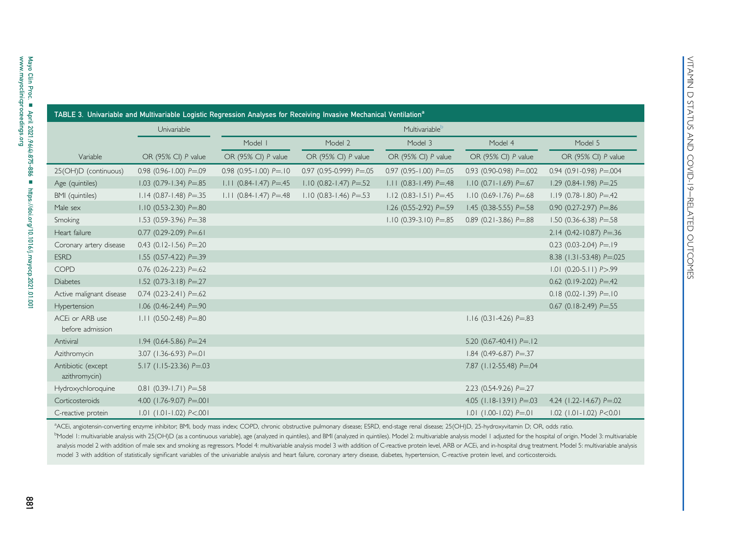**TABLE 3. Univariable and Multivariable Logistic Regression Analyses for Receiving Invasive Mechanical Ventilation[a]**

| | Univariable | Multivariable[b] | | | | |
|---|---|---|---|---|---|---|
| | | Model 1 | Model 2 | Model 3 | Model 4 | Model 5 |
| Variable | OR (95% CI) *P* value | OR (95% CI) *P* value | OR (95% CI) *P* value | OR (95% CI) *P* value | OR (95% CI) *P* value | OR (95% CI) *P* value |
| 25(OH)D (continuous) | 0.98 (0.96-1.00) *P*=.09 | 0.98 (0.95-1.00) *P*=.10 | 0.97 (0.95-0.999) *P*=.05 | 0.97 (0.95-1.00) *P*=.05 | 0.93 (0.90-0.98) *P*=.002 | 0.94 (0.91-0.98) *P*=.004 |
| Age (quintiles) | 1.03 (0.79-1.34) *P*=.85 | 1.11 (0.84-1.47) *P*=.45 | 1.10 (0.82-1.47) *P*=.52 | 1.11 (0.83-1.49) *P*=.48 | 1.10 (0.71-1.69) *P*=.67 | 1.29 (0.84-1.98) *P*=.25 |
| BMI (quintiles) | 1.14 (0.87-1.48) *P*=.35 | 1.11 (0.84-1.47) *P*=.48 | 1.10 (0.83-1.46) *P*=.53 | 1.12 (0.83-1.51) *P*=.45 | 1.10 (0.69-1.76) *P*=.68 | 1.19 (0.78-1.80) *P*=.42 |
| Male sex | 1.10 (0.53-2.30) *P*=.80 | | | 1.26 (0.55-2.92) *P*=.59 | 1.45 (0.38-5.55) *P*=.58 | 0.90 (0.27-2.97) *P*=.86 |
| Smoking | 1.53 (0.59-3.96) *P*=.38 | | | 1.10 (0.39-3.10) *P*=.85 | 0.89 (0.21-3.86) *P*=.88 | 1.50 (0.36-6.38) *P*=.58 |
| Heart failure | 0.77 (0.29-2.09) *P*=.61 | | | | | 2.14 (0.42-10.87) *P*=.36 |
| Coronary artery disease | 0.43 (0.12-1.56) *P*=.20 | | | | | 0.23 (0.03-2.04) *P*=.19 |
| ESRD | 1.55 (0.57-4.22) *P*=.39 | | | | | 8.38 (1.31-53.48) *P*=.025 |
| COPD | 0.76 (0.26-2.23) *P*=.62 | | | | | 1.01 (0.20-5.11) *P*>.99 |
| Diabetes | 1.52 (0.73-3.18) *P*=.27 | | | | | 0.62 (0.19-2.02) *P*=.42 |
| Active malignant disease | 0.74 (0.23-2.41) *P*=.62 | | | | | 0.18 (0.02-1.39) *P*=.10 |
| Hypertension | 1.06 (0.46-2.44) *P*=.90 | | | | | 0.67 (0.18-2.49) *P*=.55 |
| ACEi or ARB use before admission | 1.11 (0.50-2.48) *P*=.80 | | | | 1.16 (0.31-4.26) *P*=.83 | |
| Antiviral | 1.94 (0.64-5.86) *P*=.24 | | | | 5.20 (0.67-40.41) *P*=.12 | |
| Azithromycin | 3.07 (1.36-6.93) *P*=.01 | | | | 1.84 (0.49-6.87) *P*=.37 | |
| Antibiotic (except azithromycin) | 5.17 (1.15-23.36) *P*=.03 | | | | 7.87 (1.12-55.48) *P*=.04 | |
| Hydroxychloroquine | 0.81 (0.39-1.71) *P*=.58 | | | | 2.23 (0.54-9.26) *P*=.27 | |
| Corticosteroids | 4.00 (1.76-9.07) *P*=.001 | | | | 4.05 (1.18-13.91) *P*=.03 | 4.24 (1.22-14.67) *P*=.02 |
| C-reactive protein | 1.01 (1.01-1.02) *P*<.001 | | | | 1.01 (1.00-1.02) *P*=.01 | 1.02 (1.01-1.02) *P*<0.01 |

[a]ACEi, angiotensin-converting enzyme inhibitor; BMI, body mass index; COPD, chronic obstructive pulmonary disease; ESRD, end-stage renal disease; 25(OH)D, 25-hydroxyvitamin D; OR, odds ratio.

[b]Model 1: multivariable analysis with 25(OH)D (as a continuous variable), age (analyzed in quintiles), and BMI (analyzed in quintiles). Model 2: multivariable analysis model 1 adjusted for the hospital of origin. Model 3: multivariable analysis model 2 with addition of male sex and smoking as regressors. Model 4: multivariable analysis model 3 with addition of C-reactive protein level, ARB or ACEi, and in-hospital drug treatment. Model 5: multivariable analysis model 3 with addition of statistically significant variables of the univariable analysis and heart failure, coronary artery disease, diabetes, hypertension, C-reactive protein level, and corticosteroids.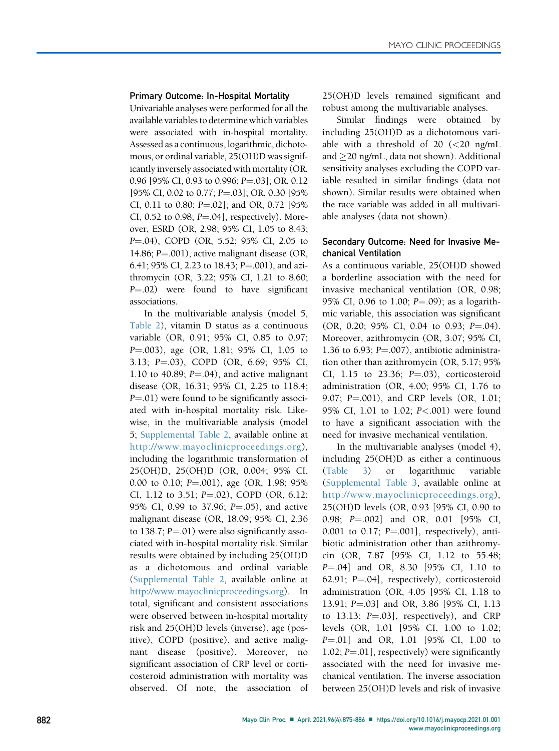### Primary Outcome: In-Hospital Mortality

Univariable analyses were performed for all the available variables to determine which variables were associated with in-hospital mortality. Assessed as a continuous, logarithmic, dichotomous, or ordinal variable, 25(OH)D was significantly inversely associated with mortality (OR, 0.96 [95% CI, 0.93 to 0.996; $P$=.03]; OR, 0.12 [95% CI, 0.02 to 0.77; $P$=.03]; OR, 0.30 [95% CI, 0.11 to 0.80; $P$=.02]; and OR, 0.72 [95% CI, 0.52 to 0.98; $P$=.04], respectively). Moreover, ESRD (OR, 2.98; 95% CI, 1.05 to 8.43; $P$=.04), COPD (OR, 5.52; 95% CI, 2.05 to 14.86; $P$=.001), active malignant disease (OR, 6.41; 95% CI, 2.23 to 18.43; $P$=.001), and azithromycin (OR, 3.22; 95% CI, 1.21 to 8.60; $P$=.02) were found to have significant associations.

In the multivariable analysis (model 5, Table 2), vitamin D status as a continuous variable (OR, 0.91; 95% CI, 0.85 to 0.97; $P$=.003), age (OR, 1.81; 95% CI, 1.05 to 3.13; $P$=.03), COPD (OR, 6.69; 95% CI, 1.10 to 40.89; $P$=.04), and active malignant disease (OR, 16.31; 95% CI, 2.25 to 118.4; $P$=.01) were found to be significantly associated with in-hospital mortality risk. Likewise, in the multivariable analysis (model 5; Supplemental Table 2, available online at http://www.mayoclinicproceedings.org), including the logarithmic transformation of 25(OH)D, 25(OH)D (OR, 0.004; 95% CI, 0.00 to 0.10; $P$=.001), age (OR, 1.98; 95% CI, 1.12 to 3.51; $P$=.02), COPD (OR, 6.12; 95% CI, 0.99 to 37.96; $P$=.05), and active malignant disease (OR, 18.09; 95% CI, 2.36 to 138.7; $P$=.01) were also significantly associated with in-hospital mortality risk. Similar results were obtained by including 25(OH)D as a dichotomous and ordinal variable (Supplemental Table 2, available online at http://www.mayoclinicproceedings.org). In total, significant and consistent associations were observed between in-hospital mortality risk and 25(OH)D levels (inverse), age (positive), COPD (positive), and active malignant disease (positive). Moreover, no significant association of CRP level or corticosteroid administration with mortality was observed. Of note, the association of 25(OH)D levels remained significant and robust among the multivariable analyses.

Similar findings were obtained by including 25(OH)D as a dichotomous variable with a threshold of 20 (<20 ng/mL and ≥20 ng/mL, data not shown). Additional sensitivity analyses excluding the COPD variable resulted in similar findings (data not shown). Similar results were obtained when the race variable was added in all multivariable analyses (data not shown).

### Secondary Outcome: Need for Invasive Mechanical Ventilation

As a continuous variable, 25(OH)D showed a borderline association with the need for invasive mechanical ventilation (OR, 0.98; 95% CI, 0.96 to 1.00; $P$=.09); as a logarithmic variable, this association was significant (OR, 0.20; 95% CI, 0.04 to 0.93; $P$=.04). Moreover, azithromycin (OR, 3.07; 95% CI, 1.36 to 6.93; $P$=.007), antibiotic administration other than azithromycin (OR, 5.17; 95% CI, 1.15 to 23.36; $P$=.03), corticosteroid administration (OR, 4.00; 95% CI, 1.76 to 9.07; $P$=.001), and CRP levels (OR, 1.01; 95% CI, 1.01 to 1.02; $P$<.001) were found to have a significant association with the need for invasive mechanical ventilation.

In the multivariable analyses (model 4), including 25(OH)D as either a continuous (Table 3) or logarithmic variable (Supplemental Table 3, available online at http://www.mayoclinicproceedings.org), 25(OH)D levels (OR, 0.93 [95% CI, 0.90 to 0.98; $P$=.002] and OR, 0.01 [95% CI, 0.001 to 0.17; $P$=.001], respectively), antibiotic administration other than azithromycin (OR, 7.87 [95% CI, 1.12 to 55.48; $P$=.04] and OR, 8.30 [95% CI, 1.10 to 62.91; $P$=.04], respectively), corticosteroid administration (OR, 4.05 [95% CI, 1.18 to 13.91; $P$=.03] and OR, 3.86 [95% CI, 1.13 to 13.13; $P$=.03], respectively), and CRP levels (OR, 1.01 [95% CI, 1.00 to 1.02; $P$=.01] and OR, 1.01 [95% CI, 1.00 to 1.02; $P$=.01], respectively) were significantly associated with the need for invasive mechanical ventilation. The inverse association between 25(OH)D levels and risk of invasive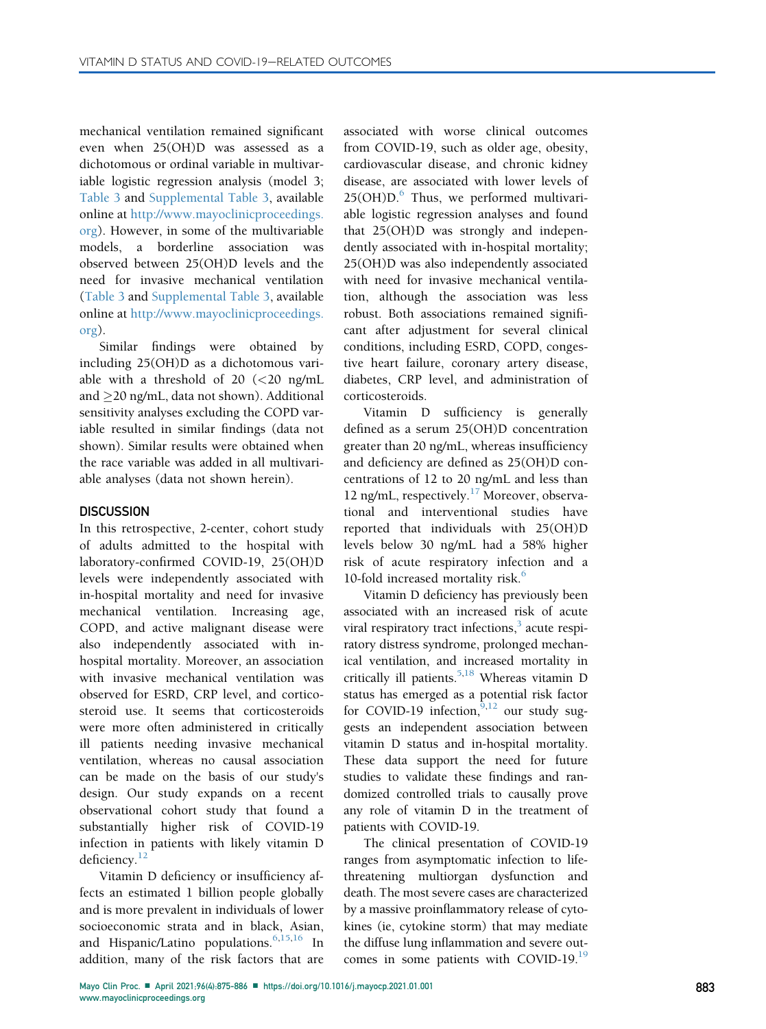mechanical ventilation remained significant even when 25(OH)D was assessed as a dichotomous or ordinal variable in multivariable logistic regression analysis (model 3; Table 3 and Supplemental Table 3, available online at http://www.mayoclinicproceedings.org). However, in some of the multivariable models, a borderline association was observed between 25(OH)D levels and the need for invasive mechanical ventilation (Table 3 and Supplemental Table 3, available online at http://www.mayoclinicproceedings.org).

Similar findings were obtained by including 25(OH)D as a dichotomous variable with a threshold of 20 (<20 ng/mL and ≥20 ng/mL, data not shown). Additional sensitivity analyses excluding the COPD variable resulted in similar findings (data not shown). Similar results were obtained when the race variable was added in all multivariable analyses (data not shown herein).

## DISCUSSION

In this retrospective, 2-center, cohort study of adults admitted to the hospital with laboratory-confirmed COVID-19, 25(OH)D levels were independently associated with in-hospital mortality and need for invasive mechanical ventilation. Increasing age, COPD, and active malignant disease were also independently associated with in-hospital mortality. Moreover, an association with invasive mechanical ventilation was observed for ESRD, CRP level, and corticosteroid use. It seems that corticosteroids were more often administered in critically ill patients needing invasive mechanical ventilation, whereas no causal association can be made on the basis of our study's design. Our study expands on a recent observational cohort study that found a substantially higher risk of COVID-19 infection in patients with likely vitamin D deficiency.[12]

Vitamin D deficiency or insufficiency affects an estimated 1 billion people globally and is more prevalent in individuals of lower socioeconomic strata and in black, Asian, and Hispanic/Latino populations.[6,15,16] In addition, many of the risk factors that are associated with worse clinical outcomes from COVID-19, such as older age, obesity, cardiovascular disease, and chronic kidney disease, are associated with lower levels of 25(OH)D.[6] Thus, we performed multivariable logistic regression analyses and found that 25(OH)D was strongly and independently associated with in-hospital mortality; 25(OH)D was also independently associated with need for invasive mechanical ventilation, although the association was less robust. Both associations remained significant after adjustment for several clinical conditions, including ESRD, COPD, congestive heart failure, coronary artery disease, diabetes, CRP level, and administration of corticosteroids.

Vitamin D sufficiency is generally defined as a serum 25(OH)D concentration greater than 20 ng/mL, whereas insufficiency and deficiency are defined as 25(OH)D concentrations of 12 to 20 ng/mL and less than 12 ng/mL, respectively.[17] Moreover, observational and interventional studies have reported that individuals with 25(OH)D levels below 30 ng/mL had a 58% higher risk of acute respiratory infection and a 10-fold increased mortality risk.[6]

Vitamin D deficiency has previously been associated with an increased risk of acute viral respiratory tract infections,[3] acute respiratory distress syndrome, prolonged mechanical ventilation, and increased mortality in critically ill patients.[5,18] Whereas vitamin D status has emerged as a potential risk factor for COVID-19 infection,[9,12] our study suggests an independent association between vitamin D status and in-hospital mortality. These data support the need for future studies to validate these findings and randomized controlled trials to causally prove any role of vitamin D in the treatment of patients with COVID-19.

The clinical presentation of COVID-19 ranges from asymptomatic infection to life-threatening multiorgan dysfunction and death. The most severe cases are characterized by a massive proinflammatory release of cytokines (ie, cytokine storm) that may mediate the diffuse lung inflammation and severe outcomes in some patients with COVID-19.[19]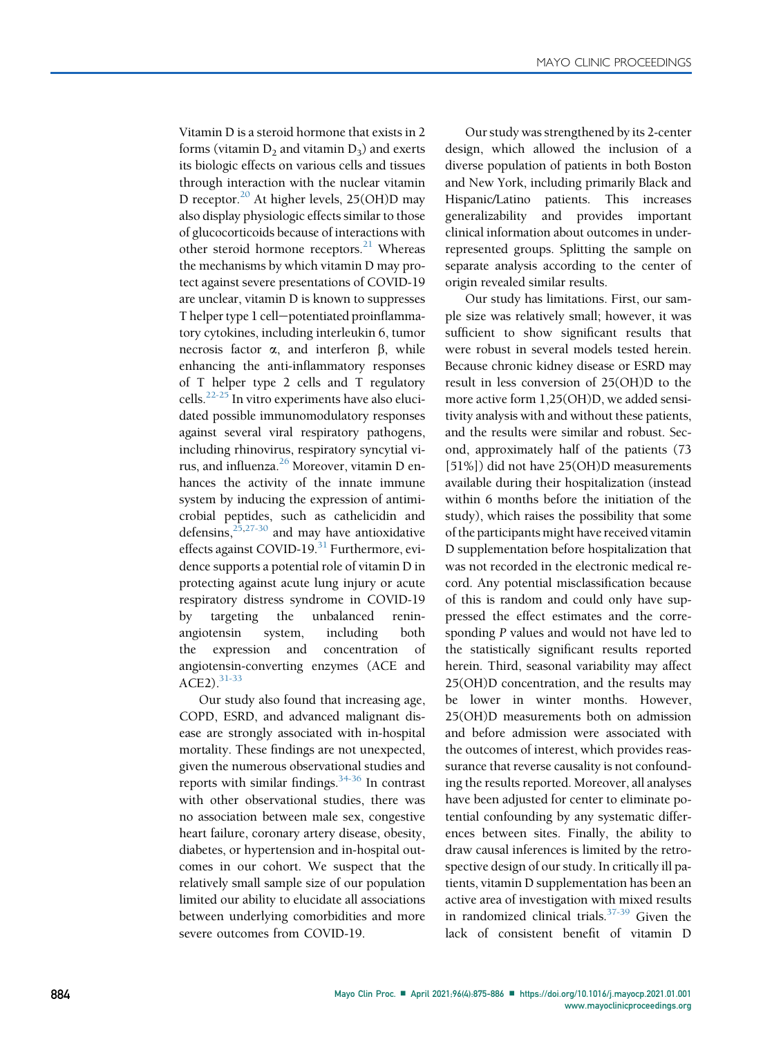Vitamin D is a steroid hormone that exists in 2 forms (vitamin $D_2$ and vitamin $D_3$) and exerts its biologic effects on various cells and tissues through interaction with the nuclear vitamin D receptor.[20] At higher levels, 25(OH)D may also display physiologic effects similar to those of glucocorticoids because of interactions with other steroid hormone receptors.[21] Whereas the mechanisms by which vitamin D may protect against severe presentations of COVID-19 are unclear, vitamin D is known to suppresses T helper type 1 cell—potentiated proinflammatory cytokines, including interleukin 6, tumor necrosis factor α, and interferon β, while enhancing the anti-inflammatory responses of T helper type 2 cells and T regulatory cells.[22-25] In vitro experiments have also elucidated possible immunomodulatory responses against several viral respiratory pathogens, including rhinovirus, respiratory syncytial virus, and influenza.[26] Moreover, vitamin D enhances the activity of the innate immune system by inducing the expression of antimicrobial peptides, such as cathelicidin and defensins,[25,27-30] and may have antioxidative effects against COVID-19.[31] Furthermore, evidence supports a potential role of vitamin D in protecting against acute lung injury or acute respiratory distress syndrome in COVID-19 by targeting the unbalanced renin-angiotensin system, including both the expression and concentration of angiotensin-converting enzymes (ACE and ACE2).[31-33]

Our study also found that increasing age, COPD, ESRD, and advanced malignant disease are strongly associated with in-hospital mortality. These findings are not unexpected, given the numerous observational studies and reports with similar findings.[34-36] In contrast with other observational studies, there was no association between male sex, congestive heart failure, coronary artery disease, obesity, diabetes, or hypertension and in-hospital outcomes in our cohort. We suspect that the relatively small sample size of our population limited our ability to elucidate all associations between underlying comorbidities and more severe outcomes from COVID-19.

Our study was strengthened by its 2-center design, which allowed the inclusion of a diverse population of patients in both Boston and New York, including primarily Black and Hispanic/Latino patients. This increases generalizability and provides important clinical information about outcomes in underrepresented groups. Splitting the sample on separate analysis according to the center of origin revealed similar results.

Our study has limitations. First, our sample size was relatively small; however, it was sufficient to show significant results that were robust in several models tested herein. Because chronic kidney disease or ESRD may result in less conversion of 25(OH)D to the more active form 1,25(OH)D, we added sensitivity analysis with and without these patients, and the results were similar and robust. Second, approximately half of the patients (73 [51%]) did not have 25(OH)D measurements available during their hospitalization (instead within 6 months before the initiation of the study), which raises the possibility that some of the participants might have received vitamin D supplementation before hospitalization that was not recorded in the electronic medical record. Any potential misclassification because of this is random and could only have suppressed the effect estimates and the corresponding *P* values and would not have led to the statistically significant results reported herein. Third, seasonal variability may affect 25(OH)D concentration, and the results may be lower in winter months. However, 25(OH)D measurements both on admission and before admission were associated with the outcomes of interest, which provides reassurance that reverse causality is not confounding the results reported. Moreover, all analyses have been adjusted for center to eliminate potential confounding by any systematic differences between sites. Finally, the ability to draw causal inferences is limited by the retrospective design of our study. In critically ill patients, vitamin D supplementation has been an active area of investigation with mixed results in randomized clinical trials.[37-39] Given the lack of consistent benefit of vitamin D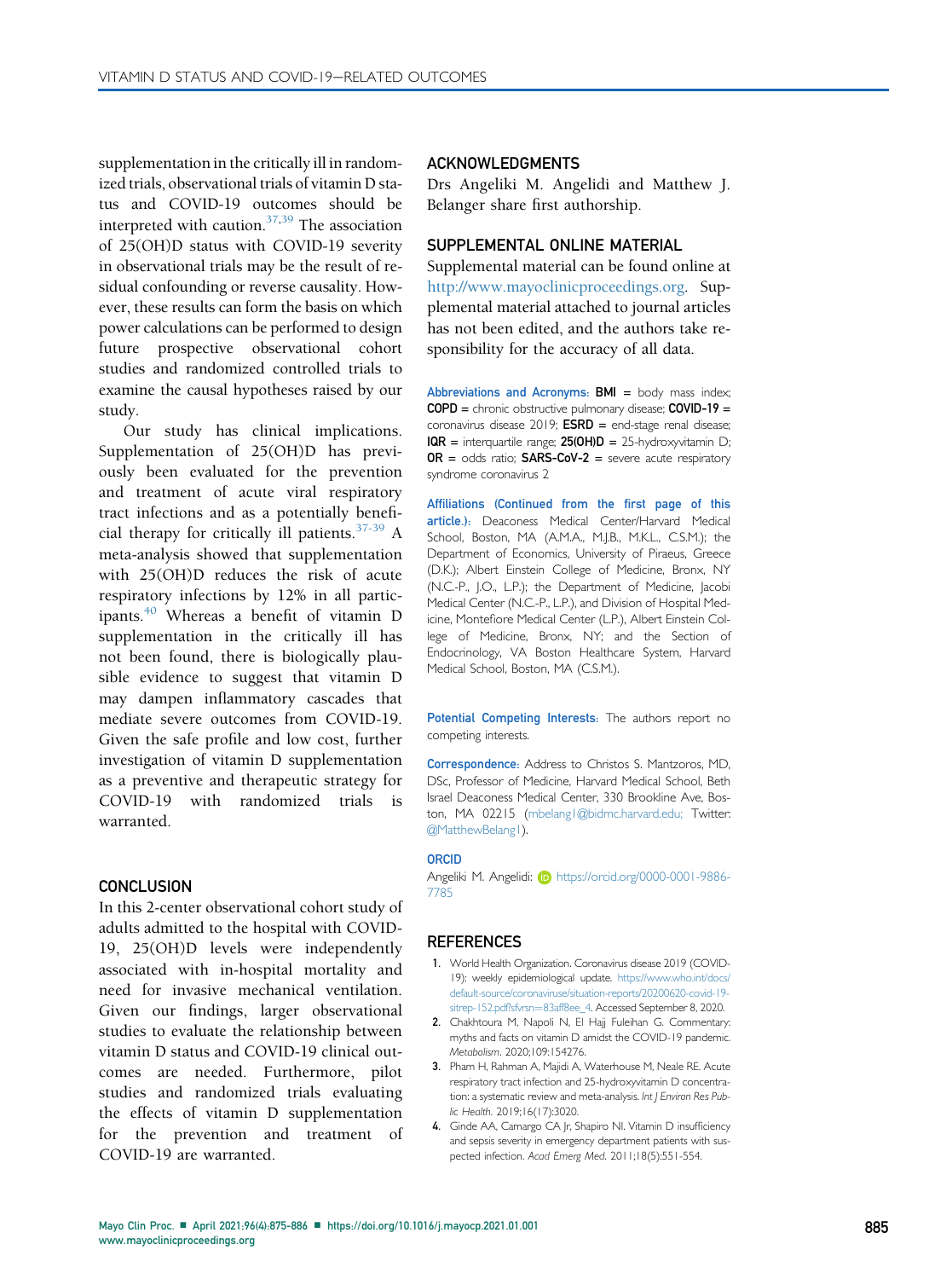supplementation in the critically ill in randomized trials, observational trials of vitamin D status and COVID-19 outcomes should be interpreted with caution.[37,39] The association of 25(OH)D status with COVID-19 severity in observational trials may be the result of residual confounding or reverse causality. However, these results can form the basis on which power calculations can be performed to design future prospective observational cohort studies and randomized controlled trials to examine the causal hypotheses raised by our study.

Our study has clinical implications. Supplementation of 25(OH)D has previously been evaluated for the prevention and treatment of acute viral respiratory tract infections and as a potentially beneficial therapy for critically ill patients.[37-39] A meta-analysis showed that supplementation with 25(OH)D reduces the risk of acute respiratory infections by 12% in all participants.[40] Whereas a benefit of vitamin D supplementation in the critically ill has not been found, there is biologically plausible evidence to suggest that vitamin D may dampen inflammatory cascades that mediate severe outcomes from COVID-19. Given the safe profile and low cost, further investigation of vitamin D supplementation as a preventive and therapeutic strategy for COVID-19 with randomized trials is warranted.

## CONCLUSION

In this 2-center observational cohort study of adults admitted to the hospital with COVID-19, 25(OH)D levels were independently associated with in-hospital mortality and need for invasive mechanical ventilation. Given our findings, larger observational studies to evaluate the relationship between vitamin D status and COVID-19 clinical outcomes are needed. Furthermore, pilot studies and randomized trials evaluating the effects of vitamin D supplementation for the prevention and treatment of COVID-19 are warranted.

## ACKNOWLEDGMENTS

Drs Angeliki M. Angelidi and Matthew J. Belanger share first authorship.

## SUPPLEMENTAL ONLINE MATERIAL

Supplemental material can be found online at http://www.mayoclinicproceedings.org. Supplemental material attached to journal articles has not been edited, and the authors take responsibility for the accuracy of all data.

**Abbreviations and Acronyms:** **BMI** = body mass index; **COPD** = chronic obstructive pulmonary disease; **COVID-19** = coronavirus disease 2019; **ESRD** = end-stage renal disease; **IQR** = interquartile range; **25(OH)D** = 25-hydroxyvitamin D; **OR** = odds ratio; **SARS-CoV-2** = severe acute respiratory syndrome coronavirus 2

**Affiliations (Continued from the first page of this article.):** Deaconess Medical Center/Harvard Medical School, Boston, MA (A.M.A., M.J.B., M.K.L., C.S.M.); the Department of Economics, University of Piraeus, Greece (D.K.); Albert Einstein College of Medicine, Bronx, NY (N.C.-P., J.O., L.P.); the Department of Medicine, Jacobi Medical Center (N.C.-P., L.P.), and Division of Hospital Medicine, Montefiore Medical Center (L.P.), Albert Einstein College of Medicine, Bronx, NY; and the Section of Endocrinology, VA Boston Healthcare System, Harvard Medical School, Boston, MA (C.S.M.).

**Potential Competing Interests:** The authors report no competing interests.

**Correspondence:** Address to Christos S. Mantzoros, MD, DSc, Professor of Medicine, Harvard Medical School, Beth Israel Deaconess Medical Center, 330 Brookline Ave, Boston, MA 02215 (mbelang1@bidmc.harvard.edu; Twitter: @MatthewBelang1).

**ORCID**

Angeliki M. Angelidi: https://orcid.org/0000-0001-9886-7785

## REFERENCES

1. World Health Organization. Coronavirus disease 2019 (COVID-19): weekly epidemiological update. https://www.who.int/docs/default-source/coronaviruse/situation-reports/20200620-covid-19-sitrep-152.pdf?sfvrsn=83aff8ee_4. Accessed September 8, 2020.
2. Chakhtoura M, Napoli N, El Hajj Fuleihan G. Commentary: myths and facts on vitamin D amidst the COVID-19 pandemic. *Metabolism*. 2020;109:154276.
3. Pham H, Rahman A, Majidi A, Waterhouse M, Neale RE. Acute respiratory tract infection and 25-hydroxyvitamin D concentration: a systematic review and meta-analysis. *Int J Environ Res Public Health*. 2019;16(17):3020.
4. Ginde AA, Camargo CA Jr, Shapiro NI. Vitamin D insufficiency and sepsis severity in emergency department patients with suspected infection. *Acad Emerg Med*. 2011;18(5):551-554.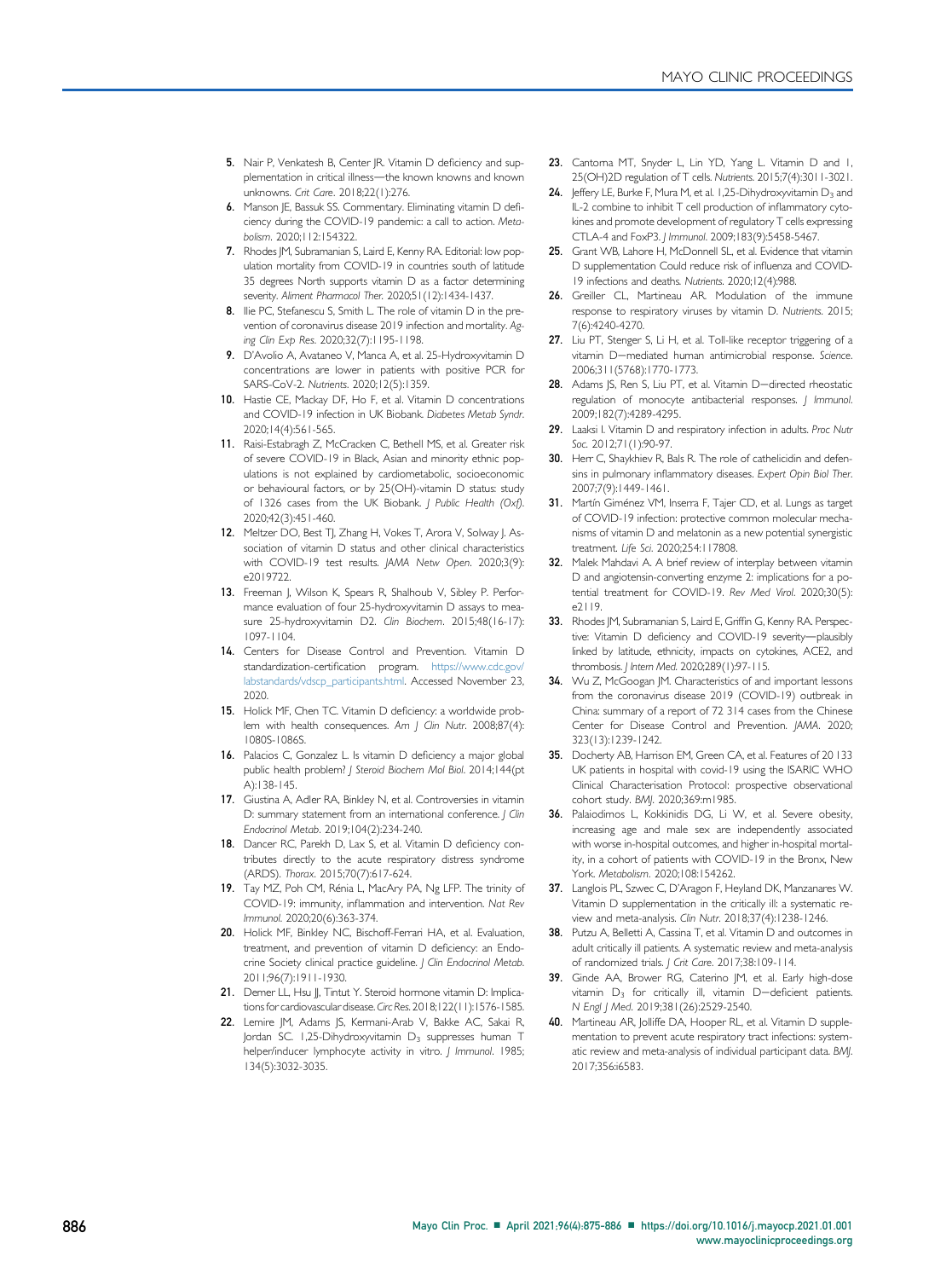5. Nair P, Venkatesh B, Center JR. Vitamin D deficiency and supplementation in critical illness—the known knowns and known unknowns. *Crit Care*. 2018;22(1):276.
6. Manson JE, Bassuk SS. Commentary. Eliminating vitamin D deficiency during the COVID-19 pandemic: a call to action. *Metabolism*. 2020;112:154322.
7. Rhodes JM, Subramanian S, Laird E, Kenny RA. Editorial: low population mortality from COVID-19 in countries south of latitude 35 degrees North supports vitamin D as a factor determining severity. *Aliment Pharmacol Ther*. 2020;51(12):1434-1437.
8. Ilie PC, Stefanescu S, Smith L. The role of vitamin D in the prevention of coronavirus disease 2019 infection and mortality. *Aging Clin Exp Res*. 2020;32(7):1195-1198.
9. D'Avolio A, Avataneo V, Manca A, et al. 25-Hydroxyvitamin D concentrations are lower in patients with positive PCR for SARS-CoV-2. *Nutrients*. 2020;12(5):1359.
10. Hastie CE, Mackay DF, Ho F, et al. Vitamin D concentrations and COVID-19 infection in UK Biobank. *Diabetes Metab Syndr*. 2020;14(4):561-565.
11. Raisi-Estabragh Z, McCracken C, Bethell MS, et al. Greater risk of severe COVID-19 in Black, Asian and minority ethnic populations is not explained by cardiometabolic, socioeconomic or behavioural factors, or by 25(OH)-vitamin D status: study of 1326 cases from the UK Biobank. *J Public Health (Oxf)*. 2020;42(3):451-460.
12. Meltzer DO, Best TJ, Zhang H, Vokes T, Arora V, Solway J. Association of vitamin D status and other clinical characteristics with COVID-19 test results. *JAMA Netw Open*. 2020;3(9):e2019722.
13. Freeman J, Wilson K, Spears R, Shalhoub V, Sibley P. Performance evaluation of four 25-hydroxyvitamin D assays to measure 25-hydroxyvitamin D2. *Clin Biochem*. 2015;48(16-17):1097-1104.
14. Centers for Disease Control and Prevention. Vitamin D standardization-certification program. https://www.cdc.gov/labstandards/vdscp_participants.html. Accessed November 23, 2020.
15. Holick MF, Chen TC. Vitamin D deficiency: a worldwide problem with health consequences. *Am J Clin Nutr*. 2008;87(4):1080S-1086S.
16. Palacios C, Gonzalez L. Is vitamin D deficiency a major global public health problem? *J Steroid Biochem Mol Biol*. 2014;144(pt A):138-145.
17. Giustina A, Adler RA, Binkley N, et al. Controversies in vitamin D: summary statement from an international conference. *J Clin Endocrinol Metab*. 2019;104(2):234-240.
18. Dancer RC, Parekh D, Lax S, et al. Vitamin D deficiency contributes directly to the acute respiratory distress syndrome (ARDS). *Thorax*. 2015;70(7):617-624.
19. Tay MZ, Poh CM, Rénia L, MacAry PA, Ng LFP. The trinity of COVID-19: immunity, inflammation and intervention. *Nat Rev Immunol*. 2020;20(6):363-374.
20. Holick MF, Binkley NC, Bischoff-Ferrari HA, et al. Evaluation, treatment, and prevention of vitamin D deficiency: an Endocrine Society clinical practice guideline. *J Clin Endocrinol Metab*. 2011;96(7):1911-1930.
21. Demer LL, Hsu JJ, Tintut Y. Steroid hormone vitamin D: Implications for cardiovascular disease. *Circ Res*. 2018;122(11):1576-1585.
22. Lemire JM, Adams JS, Kermani-Arab V, Bakke AC, Sakai R, Jordan SC. 1,25-Dihydroxyvitamin $D_3$ suppresses human T helper/inducer lymphocyte activity in vitro. *J Immunol*. 1985;134(5):3032-3035.
23. Cantorna MT, Snyder L, Lin YD, Yang L. Vitamin D and 1,25(OH)2D regulation of T cells. *Nutrients*. 2015;7(4):3011-3021.
24. Jeffery LE, Burke F, Mura M, et al. 1,25-Dihydroxyvitamin $D_3$ and IL-2 combine to inhibit T cell production of inflammatory cytokines and promote development of regulatory T cells expressing CTLA-4 and FoxP3. *J Immunol*. 2009;183(9):5458-5467.
25. Grant WB, Lahore H, McDonnell SL, et al. Evidence that vitamin D supplementation Could reduce risk of influenza and COVID-19 infections and deaths. *Nutrients*. 2020;12(4):988.
26. Greiller CL, Martineau AR. Modulation of the immune response to respiratory viruses by vitamin D. *Nutrients*. 2015;7(6):4240-4270.
27. Liu PT, Stenger S, Li H, et al. Toll-like receptor triggering of a vitamin D–mediated human antimicrobial response. *Science*. 2006;311(5768):1770-1773.
28. Adams JS, Ren S, Liu PT, et al. Vitamin D–directed rheostatic regulation of monocyte antibacterial responses. *J Immunol*. 2009;182(7):4289-4295.
29. Laaksi I. Vitamin D and respiratory infection in adults. *Proc Nutr Soc*. 2012;71(1):90-97.
30. Herr C, Shaykhiev R, Bals R. The role of cathelicidin and defensins in pulmonary inflammatory diseases. *Expert Opin Biol Ther*. 2007;7(9):1449-1461.
31. Martín Giménez VM, Inserra F, Tajer CD, et al. Lungs as target of COVID-19 infection: protective common molecular mechanisms of vitamin D and melatonin as a new potential synergistic treatment. *Life Sci*. 2020;254:117808.
32. Malek Mahdavi A. A brief review of interplay between vitamin D and angiotensin-converting enzyme 2: implications for a potential treatment for COVID-19. *Rev Med Virol*. 2020;30(5):e2119.
33. Rhodes JM, Subramanian S, Laird E, Griffin G, Kenny RA. Perspective: Vitamin D deficiency and COVID-19 severity—plausibly linked by latitude, ethnicity, impacts on cytokines, ACE2, and thrombosis. *J Intern Med*. 2020;289(1):97-115.
34. Wu Z, McGoogan JM. Characteristics of and important lessons from the coronavirus disease 2019 (COVID-19) outbreak in China: summary of a report of 72 314 cases from the Chinese Center for Disease Control and Prevention. *JAMA*. 2020;323(13):1239-1242.
35. Docherty AB, Harrison EM, Green CA, et al. Features of 20 133 UK patients in hospital with covid-19 using the ISARIC WHO Clinical Characterisation Protocol: prospective observational cohort study. *BMJ*. 2020;369:m1985.
36. Palaiodimos L, Kokkinidis DG, Li W, et al. Severe obesity, increasing age and male sex are independently associated with worse in-hospital outcomes, and higher in-hospital mortality, in a cohort of patients with COVID-19 in the Bronx, New York. *Metabolism*. 2020;108:154262.
37. Langlois PL, Szwec C, D'Aragon F, Heyland DK, Manzanares W. Vitamin D supplementation in the critically ill: a systematic review and meta-analysis. *Clin Nutr*. 2018;37(4):1238-1246.
38. Putzu A, Belletti A, Cassina T, et al. Vitamin D and outcomes in adult critically ill patients. A systematic review and meta-analysis of randomized trials. *J Crit Care*. 2017;38:109-114.
39. Ginde AA, Brower RG, Caterino JM, et al. Early high-dose vitamin $D_3$ for critically ill, vitamin D–deficient patients. *N Engl J Med*. 2019;381(26):2529-2540.
40. Martineau AR, Jolliffe DA, Hooper RL, et al. Vitamin D supplementation to prevent acute respiratory tract infections: systematic review and meta-analysis of individual participant data. *BMJ*. 2017;356:i6583.